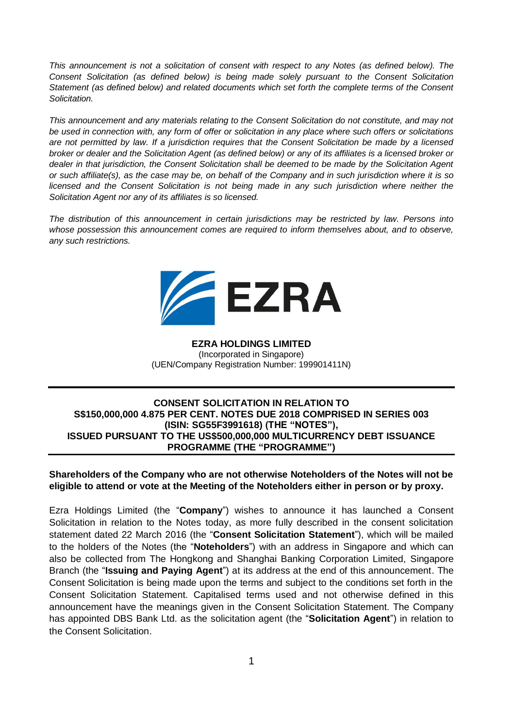*This announcement is not a solicitation of consent with respect to any Notes (as defined below). The Consent Solicitation (as defined below) is being made solely pursuant to the Consent Solicitation Statement (as defined below) and related documents which set forth the complete terms of the Consent Solicitation.*

*This announcement and any materials relating to the Consent Solicitation do not constitute, and may not be used in connection with, any form of offer or solicitation in any place where such offers or solicitations are not permitted by law. If a jurisdiction requires that the Consent Solicitation be made by a licensed broker or dealer and the Solicitation Agent (as defined below) or any of its affiliates is a licensed broker or dealer in that jurisdiction, the Consent Solicitation shall be deemed to be made by the Solicitation Agent or such affiliate(s), as the case may be, on behalf of the Company and in such jurisdiction where it is so licensed and the Consent Solicitation is not being made in any such jurisdiction where neither the Solicitation Agent nor any of its affiliates is so licensed.*

*The distribution of this announcement in certain jurisdictions may be restricted by law. Persons into whose possession this announcement comes are required to inform themselves about, and to observe, any such restrictions.*

EZRA

**EZRA HOLDINGS LIMITED**
(Incorporated in Singapore)
(UEN/Company Registration Number: 199901411N)

## CONSENT SOLICITATION IN RELATION TO S$150,000,000 4.875 PER CENT. NOTES DUE 2018 COMPRISED IN SERIES 003 (ISIN: SG55F3991618) (THE "NOTES"), ISSUED PURSUANT TO THE US$500,000,000 MULTICURRENCY DEBT ISSUANCE PROGRAMME (THE "PROGRAMME")

**Shareholders of the Company who are not otherwise Noteholders of the Notes will not be eligible to attend or vote at the Meeting of the Noteholders either in person or by proxy.**

Ezra Holdings Limited (the "**Company**") wishes to announce it has launched a Consent Solicitation in relation to the Notes today, as more fully described in the consent solicitation statement dated 22 March 2016 (the "**Consent Solicitation Statement**"), which will be mailed to the holders of the Notes (the "**Noteholders**") with an address in Singapore and which can also be collected from The Hongkong and Shanghai Banking Corporation Limited, Singapore Branch (the "**Issuing and Paying Agent**") at its address at the end of this announcement. The Consent Solicitation is being made upon the terms and subject to the conditions set forth in the Consent Solicitation Statement. Capitalised terms used and not otherwise defined in this announcement have the meanings given in the Consent Solicitation Statement. The Company has appointed DBS Bank Ltd. as the solicitation agent (the "**Solicitation Agent**") in relation to the Consent Solicitation.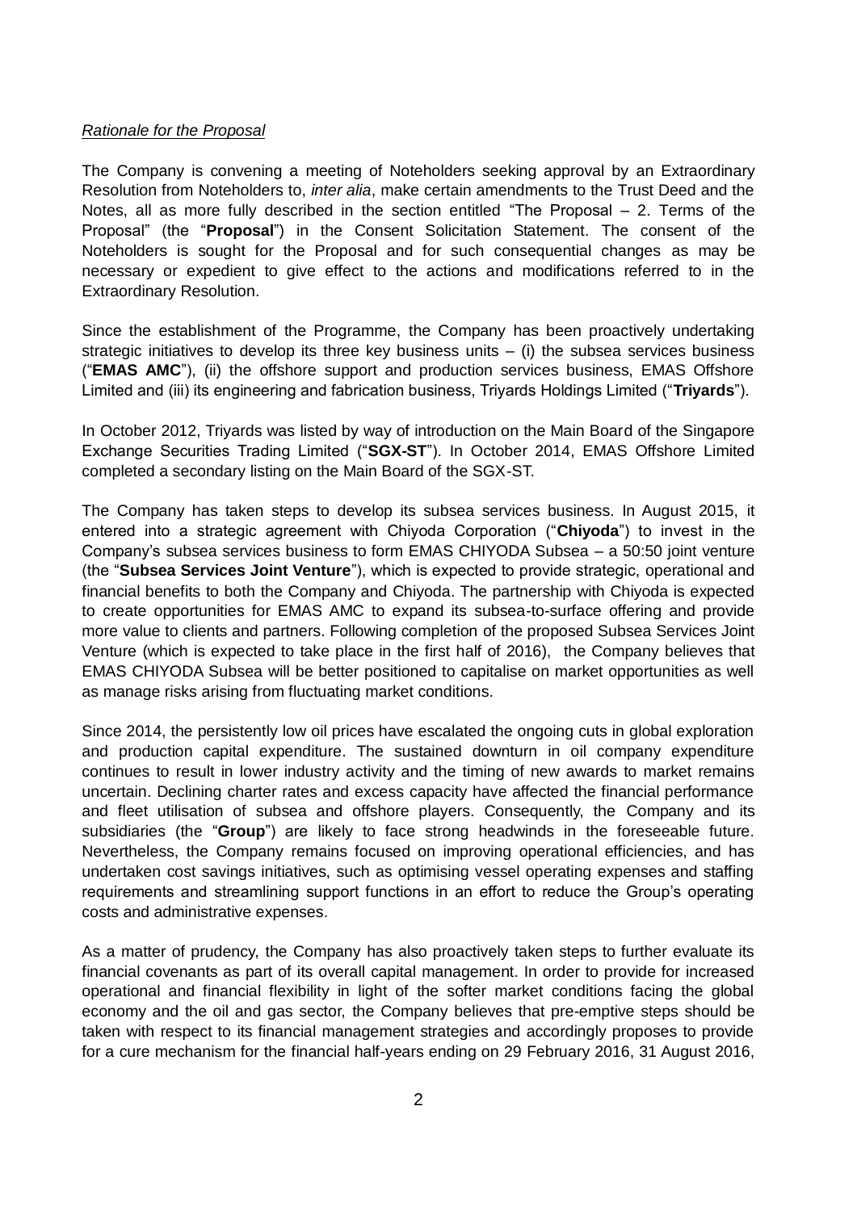*Rationale for the Proposal*

The Company is convening a meeting of Noteholders seeking approval by an Extraordinary Resolution from Noteholders to, *inter alia*, make certain amendments to the Trust Deed and the Notes, all as more fully described in the section entitled "The Proposal – 2. Terms of the Proposal" (the "**Proposal**") in the Consent Solicitation Statement. The consent of the Noteholders is sought for the Proposal and for such consequential changes as may be necessary or expedient to give effect to the actions and modifications referred to in the Extraordinary Resolution.

Since the establishment of the Programme, the Company has been proactively undertaking strategic initiatives to develop its three key business units – (i) the subsea services business ("**EMAS AMC**"), (ii) the offshore support and production services business, EMAS Offshore Limited and (iii) its engineering and fabrication business, Triyards Holdings Limited ("**Triyards**").

In October 2012, Triyards was listed by way of introduction on the Main Board of the Singapore Exchange Securities Trading Limited ("**SGX-ST**"). In October 2014, EMAS Offshore Limited completed a secondary listing on the Main Board of the SGX-ST.

The Company has taken steps to develop its subsea services business. In August 2015, it entered into a strategic agreement with Chiyoda Corporation ("**Chiyoda**") to invest in the Company's subsea services business to form EMAS CHIYODA Subsea – a 50:50 joint venture (the "**Subsea Services Joint Venture**"), which is expected to provide strategic, operational and financial benefits to both the Company and Chiyoda. The partnership with Chiyoda is expected to create opportunities for EMAS AMC to expand its subsea-to-surface offering and provide more value to clients and partners. Following completion of the proposed Subsea Services Joint Venture (which is expected to take place in the first half of 2016), the Company believes that EMAS CHIYODA Subsea will be better positioned to capitalise on market opportunities as well as manage risks arising from fluctuating market conditions.

Since 2014, the persistently low oil prices have escalated the ongoing cuts in global exploration and production capital expenditure. The sustained downturn in oil company expenditure continues to result in lower industry activity and the timing of new awards to market remains uncertain. Declining charter rates and excess capacity have affected the financial performance and fleet utilisation of subsea and offshore players. Consequently, the Company and its subsidiaries (the "**Group**") are likely to face strong headwinds in the foreseeable future. Nevertheless, the Company remains focused on improving operational efficiencies, and has undertaken cost savings initiatives, such as optimising vessel operating expenses and staffing requirements and streamlining support functions in an effort to reduce the Group's operating costs and administrative expenses.

As a matter of prudency, the Company has also proactively taken steps to further evaluate its financial covenants as part of its overall capital management. In order to provide for increased operational and financial flexibility in light of the softer market conditions facing the global economy and the oil and gas sector, the Company believes that pre-emptive steps should be taken with respect to its financial management strategies and accordingly proposes to provide for a cure mechanism for the financial half-years ending on 29 February 2016, 31 August 2016,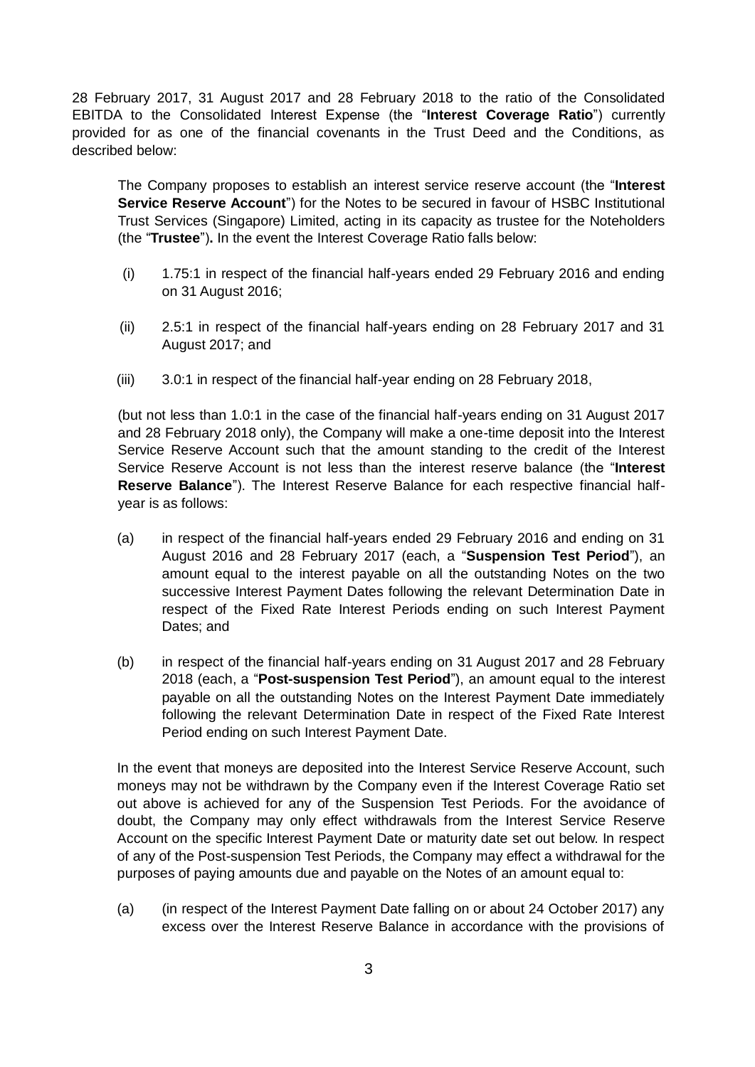28 February 2017, 31 August 2017 and 28 February 2018 to the ratio of the Consolidated EBITDA to the Consolidated Interest Expense (the "**Interest Coverage Ratio**") currently provided for as one of the financial covenants in the Trust Deed and the Conditions, as described below:

The Company proposes to establish an interest service reserve account (the "**Interest Service Reserve Account**") for the Notes to be secured in favour of HSBC Institutional Trust Services (Singapore) Limited, acting in its capacity as trustee for the Noteholders (the "**Trustee**")**.** In the event the Interest Coverage Ratio falls below:

(i) 1.75:1 in respect of the financial half-years ended 29 February 2016 and ending on 31 August 2016;

(ii) 2.5:1 in respect of the financial half-years ending on 28 February 2017 and 31 August 2017; and

(iii) 3.0:1 in respect of the financial half-year ending on 28 February 2018,

(but not less than 1.0:1 in the case of the financial half-years ending on 31 August 2017 and 28 February 2018 only), the Company will make a one-time deposit into the Interest Service Reserve Account such that the amount standing to the credit of the Interest Service Reserve Account is not less than the interest reserve balance (the "**Interest Reserve Balance**"). The Interest Reserve Balance for each respective financial half-year is as follows:

(a) in respect of the financial half-years ended 29 February 2016 and ending on 31 August 2016 and 28 February 2017 (each, a "**Suspension Test Period**"), an amount equal to the interest payable on all the outstanding Notes on the two successive Interest Payment Dates following the relevant Determination Date in respect of the Fixed Rate Interest Periods ending on such Interest Payment Dates; and

(b) in respect of the financial half-years ending on 31 August 2017 and 28 February 2018 (each, a "**Post-suspension Test Period**"), an amount equal to the interest payable on all the outstanding Notes on the Interest Payment Date immediately following the relevant Determination Date in respect of the Fixed Rate Interest Period ending on such Interest Payment Date.

In the event that moneys are deposited into the Interest Service Reserve Account, such moneys may not be withdrawn by the Company even if the Interest Coverage Ratio set out above is achieved for any of the Suspension Test Periods. For the avoidance of doubt, the Company may only effect withdrawals from the Interest Service Reserve Account on the specific Interest Payment Date or maturity date set out below. In respect of any of the Post-suspension Test Periods, the Company may effect a withdrawal for the purposes of paying amounts due and payable on the Notes of an amount equal to:

(a) (in respect of the Interest Payment Date falling on or about 24 October 2017) any excess over the Interest Reserve Balance in accordance with the provisions of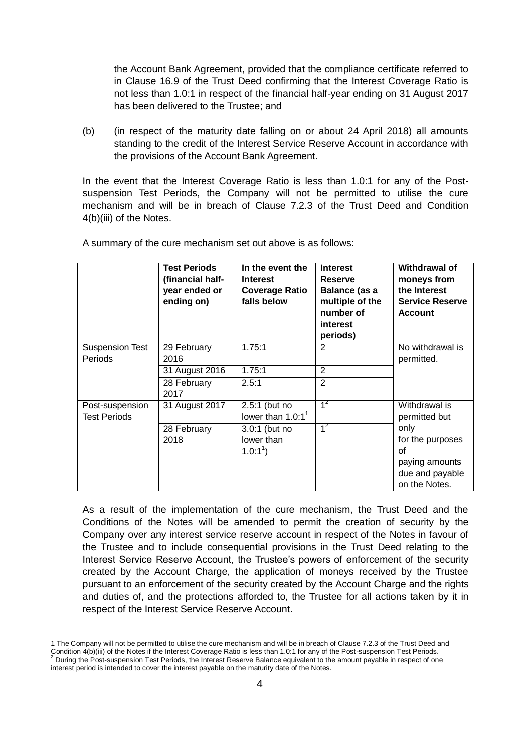the Account Bank Agreement, provided that the compliance certificate referred to in Clause 16.9 of the Trust Deed confirming that the Interest Coverage Ratio is not less than 1.0:1 in respect of the financial half-year ending on 31 August 2017 has been delivered to the Trustee; and

(b) (in respect of the maturity date falling on or about 24 April 2018) all amounts standing to the credit of the Interest Service Reserve Account in accordance with the provisions of the Account Bank Agreement.

In the event that the Interest Coverage Ratio is less than 1.0:1 for any of the Post-suspension Test Periods, the Company will not be permitted to utilise the cure mechanism and will be in breach of Clause 7.2.3 of the Trust Deed and Condition 4(b)(iii) of the Notes.

A summary of the cure mechanism set out above is as follows:

| | **Test Periods (financial half-year ended or ending on)** | **In the event the Interest Coverage Ratio falls below** | **Interest Reserve Balance (as a multiple of the number of interest periods)** | **Withdrawal of moneys from the Interest Service Reserve Account** |
|---|---|---|---|---|
| Suspension Test Periods | 29 February 2016 | 1.75:1 | 2 | No withdrawal is permitted. |
| | 31 August 2016 | 1.75:1 | 2 | |
| | 28 February 2017 | 2.5:1 | 2 | |
| Post-suspension Test Periods | 31 August 2017 | 2.5:1 (but no lower than 1.0:1[1] | 1[2] | Withdrawal is permitted but only for the purposes of paying amounts due and payable on the Notes. |
| | 28 February 2018 | 3.0:1 (but no lower than 1.0:1[1]) | 1[2] | |

As a result of the implementation of the cure mechanism, the Trust Deed and the Conditions of the Notes will be amended to permit the creation of security by the Company over any interest service reserve account in respect of the Notes in favour of the Trustee and to include consequential provisions in the Trust Deed relating to the Interest Service Reserve Account, the Trustee's powers of enforcement of the security created by the Account Charge, the application of moneys received by the Trustee pursuant to an enforcement of the security created by the Account Charge and the rights and duties of, and the protections afforded to, the Trustee for all actions taken by it in respect of the Interest Service Reserve Account.

---

1 The Company will not be permitted to utilise the cure mechanism and will be in breach of Clause 7.2.3 of the Trust Deed and Condition 4(b)(iii) of the Notes if the Interest Coverage Ratio is less than 1.0:1 for any of the Post-suspension Test Periods.

2 During the Post-suspension Test Periods, the Interest Reserve Balance equivalent to the amount payable in respect of one interest period is intended to cover the interest payable on the maturity date of the Notes.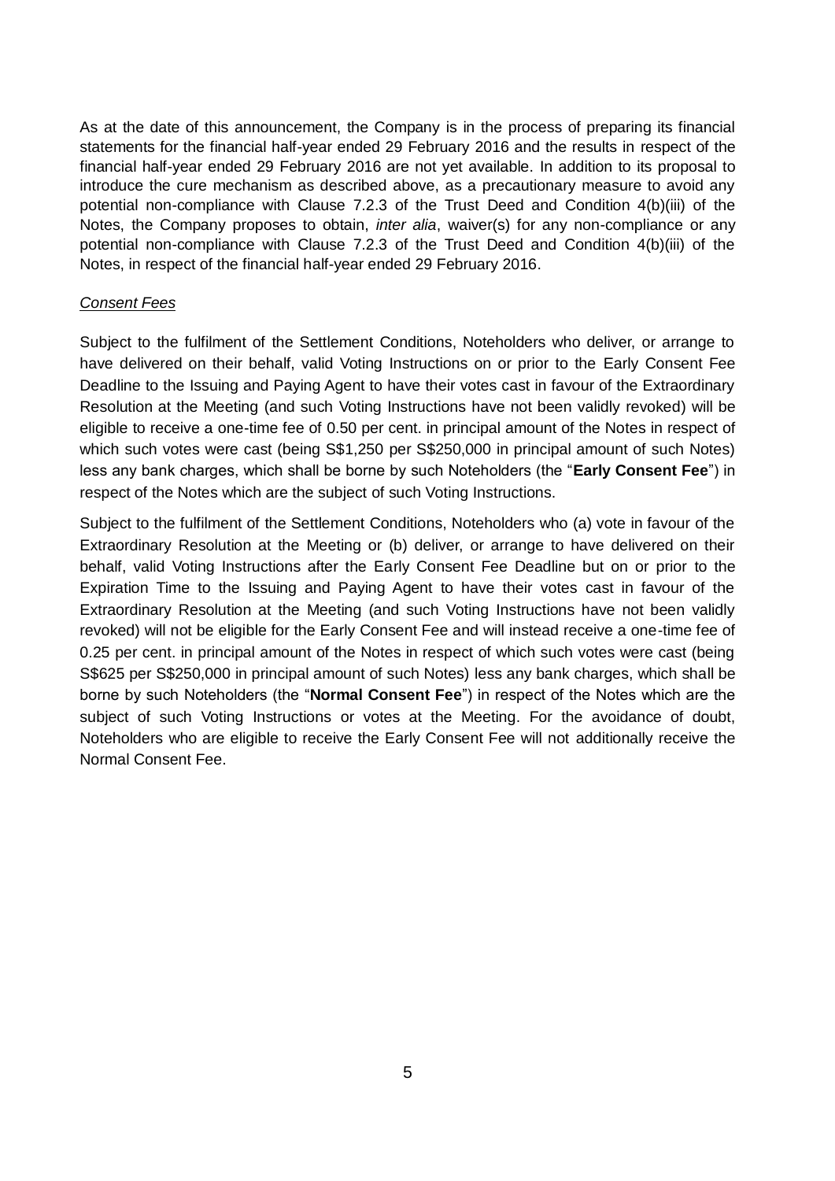As at the date of this announcement, the Company is in the process of preparing its financial statements for the financial half-year ended 29 February 2016 and the results in respect of the financial half-year ended 29 February 2016 are not yet available. In addition to its proposal to introduce the cure mechanism as described above, as a precautionary measure to avoid any potential non-compliance with Clause 7.2.3 of the Trust Deed and Condition 4(b)(iii) of the Notes, the Company proposes to obtain, *inter alia*, waiver(s) for any non-compliance or any potential non-compliance with Clause 7.2.3 of the Trust Deed and Condition 4(b)(iii) of the Notes, in respect of the financial half-year ended 29 February 2016.

*Consent Fees*

Subject to the fulfilment of the Settlement Conditions, Noteholders who deliver, or arrange to have delivered on their behalf, valid Voting Instructions on or prior to the Early Consent Fee Deadline to the Issuing and Paying Agent to have their votes cast in favour of the Extraordinary Resolution at the Meeting (and such Voting Instructions have not been validly revoked) will be eligible to receive a one-time fee of 0.50 per cent. in principal amount of the Notes in respect of which such votes were cast (being S$1,250 per S$250,000 in principal amount of such Notes) less any bank charges, which shall be borne by such Noteholders (the "**Early Consent Fee**") in respect of the Notes which are the subject of such Voting Instructions.

Subject to the fulfilment of the Settlement Conditions, Noteholders who (a) vote in favour of the Extraordinary Resolution at the Meeting or (b) deliver, or arrange to have delivered on their behalf, valid Voting Instructions after the Early Consent Fee Deadline but on or prior to the Expiration Time to the Issuing and Paying Agent to have their votes cast in favour of the Extraordinary Resolution at the Meeting (and such Voting Instructions have not been validly revoked) will not be eligible for the Early Consent Fee and will instead receive a one-time fee of 0.25 per cent. in principal amount of the Notes in respect of which such votes were cast (being S$625 per S$250,000 in principal amount of such Notes) less any bank charges, which shall be borne by such Noteholders (the "**Normal Consent Fee**") in respect of the Notes which are the subject of such Voting Instructions or votes at the Meeting. For the avoidance of doubt, Noteholders who are eligible to receive the Early Consent Fee will not additionally receive the Normal Consent Fee.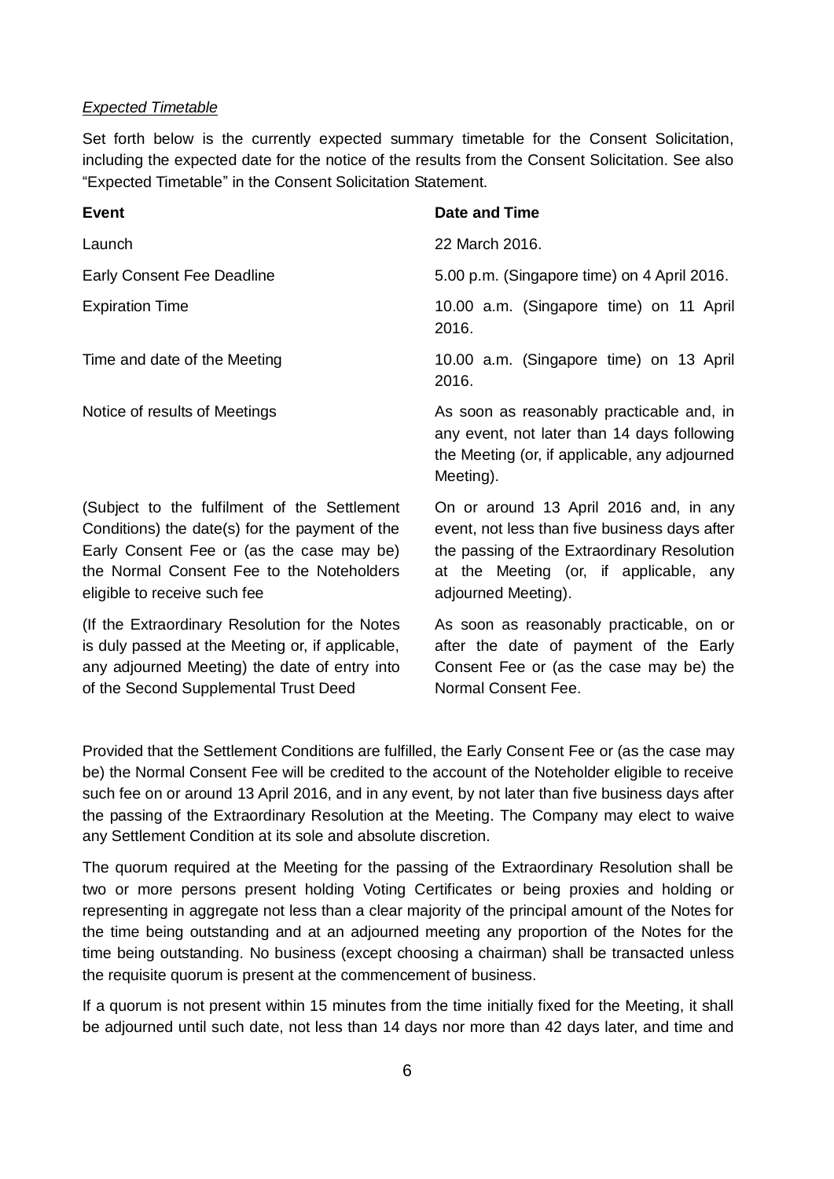*Expected Timetable*

Set forth below is the currently expected summary timetable for the Consent Solicitation, including the expected date for the notice of the results from the Consent Solicitation. See also "Expected Timetable" in the Consent Solicitation Statement.

| Event | Date and Time |
|---|---|
| Launch | 22 March 2016. |
| Early Consent Fee Deadline | 5.00 p.m. (Singapore time) on 4 April 2016. |
| Expiration Time | 10.00 a.m. (Singapore time) on 11 April 2016. |
| Time and date of the Meeting | 10.00 a.m. (Singapore time) on 13 April 2016. |
| Notice of results of Meetings | As soon as reasonably practicable and, in any event, not later than 14 days following the Meeting (or, if applicable, any adjourned Meeting). |
| (Subject to the fulfilment of the Settlement Conditions) the date(s) for the payment of the Early Consent Fee or (as the case may be) the Normal Consent Fee to the Noteholders eligible to receive such fee | On or around 13 April 2016 and, in any event, not less than five business days after the passing of the Extraordinary Resolution at the Meeting (or, if applicable, any adjourned Meeting). |
| (If the Extraordinary Resolution for the Notes is duly passed at the Meeting or, if applicable, any adjourned Meeting) the date of entry into of the Second Supplemental Trust Deed | As soon as reasonably practicable, on or after the date of payment of the Early Consent Fee or (as the case may be) the Normal Consent Fee. |

Provided that the Settlement Conditions are fulfilled, the Early Consent Fee or (as the case may be) the Normal Consent Fee will be credited to the account of the Noteholder eligible to receive such fee on or around 13 April 2016, and in any event, by not later than five business days after the passing of the Extraordinary Resolution at the Meeting. The Company may elect to waive any Settlement Condition at its sole and absolute discretion.

The quorum required at the Meeting for the passing of the Extraordinary Resolution shall be two or more persons present holding Voting Certificates or being proxies and holding or representing in aggregate not less than a clear majority of the principal amount of the Notes for the time being outstanding and at an adjourned meeting any proportion of the Notes for the time being outstanding. No business (except choosing a chairman) shall be transacted unless the requisite quorum is present at the commencement of business.

If a quorum is not present within 15 minutes from the time initially fixed for the Meeting, it shall be adjourned until such date, not less than 14 days nor more than 42 days later, and time and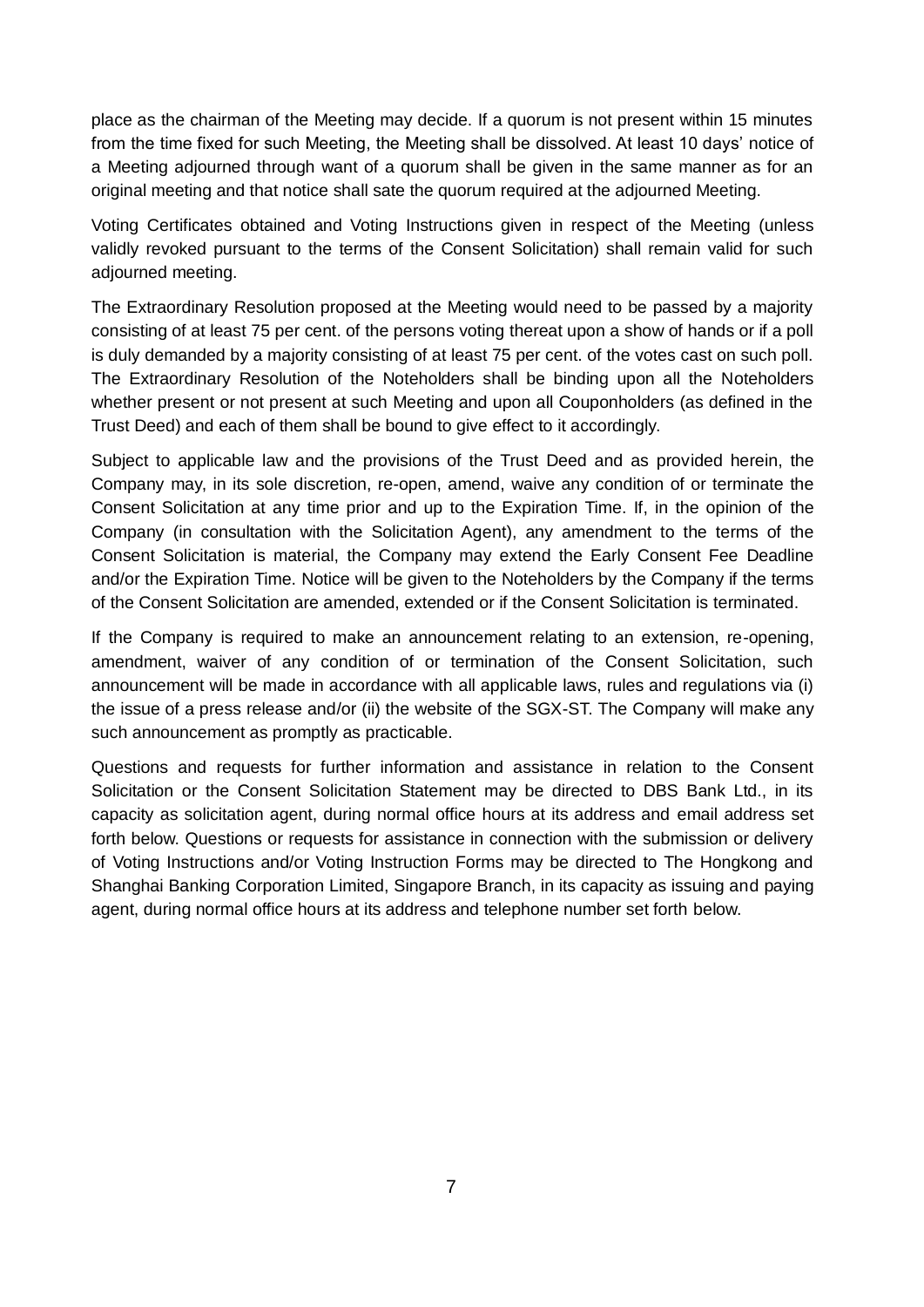place as the chairman of the Meeting may decide. If a quorum is not present within 15 minutes from the time fixed for such Meeting, the Meeting shall be dissolved. At least 10 days' notice of a Meeting adjourned through want of a quorum shall be given in the same manner as for an original meeting and that notice shall sate the quorum required at the adjourned Meeting.

Voting Certificates obtained and Voting Instructions given in respect of the Meeting (unless validly revoked pursuant to the terms of the Consent Solicitation) shall remain valid for such adjourned meeting.

The Extraordinary Resolution proposed at the Meeting would need to be passed by a majority consisting of at least 75 per cent. of the persons voting thereat upon a show of hands or if a poll is duly demanded by a majority consisting of at least 75 per cent. of the votes cast on such poll. The Extraordinary Resolution of the Noteholders shall be binding upon all the Noteholders whether present or not present at such Meeting and upon all Couponholders (as defined in the Trust Deed) and each of them shall be bound to give effect to it accordingly.

Subject to applicable law and the provisions of the Trust Deed and as provided herein, the Company may, in its sole discretion, re-open, amend, waive any condition of or terminate the Consent Solicitation at any time prior and up to the Expiration Time. If, in the opinion of the Company (in consultation with the Solicitation Agent), any amendment to the terms of the Consent Solicitation is material, the Company may extend the Early Consent Fee Deadline and/or the Expiration Time. Notice will be given to the Noteholders by the Company if the terms of the Consent Solicitation are amended, extended or if the Consent Solicitation is terminated.

If the Company is required to make an announcement relating to an extension, re-opening, amendment, waiver of any condition of or termination of the Consent Solicitation, such announcement will be made in accordance with all applicable laws, rules and regulations via (i) the issue of a press release and/or (ii) the website of the SGX-ST. The Company will make any such announcement as promptly as practicable.

Questions and requests for further information and assistance in relation to the Consent Solicitation or the Consent Solicitation Statement may be directed to DBS Bank Ltd., in its capacity as solicitation agent, during normal office hours at its address and email address set forth below. Questions or requests for assistance in connection with the submission or delivery of Voting Instructions and/or Voting Instruction Forms may be directed to The Hongkong and Shanghai Banking Corporation Limited, Singapore Branch, in its capacity as issuing and paying agent, during normal office hours at its address and telephone number set forth below.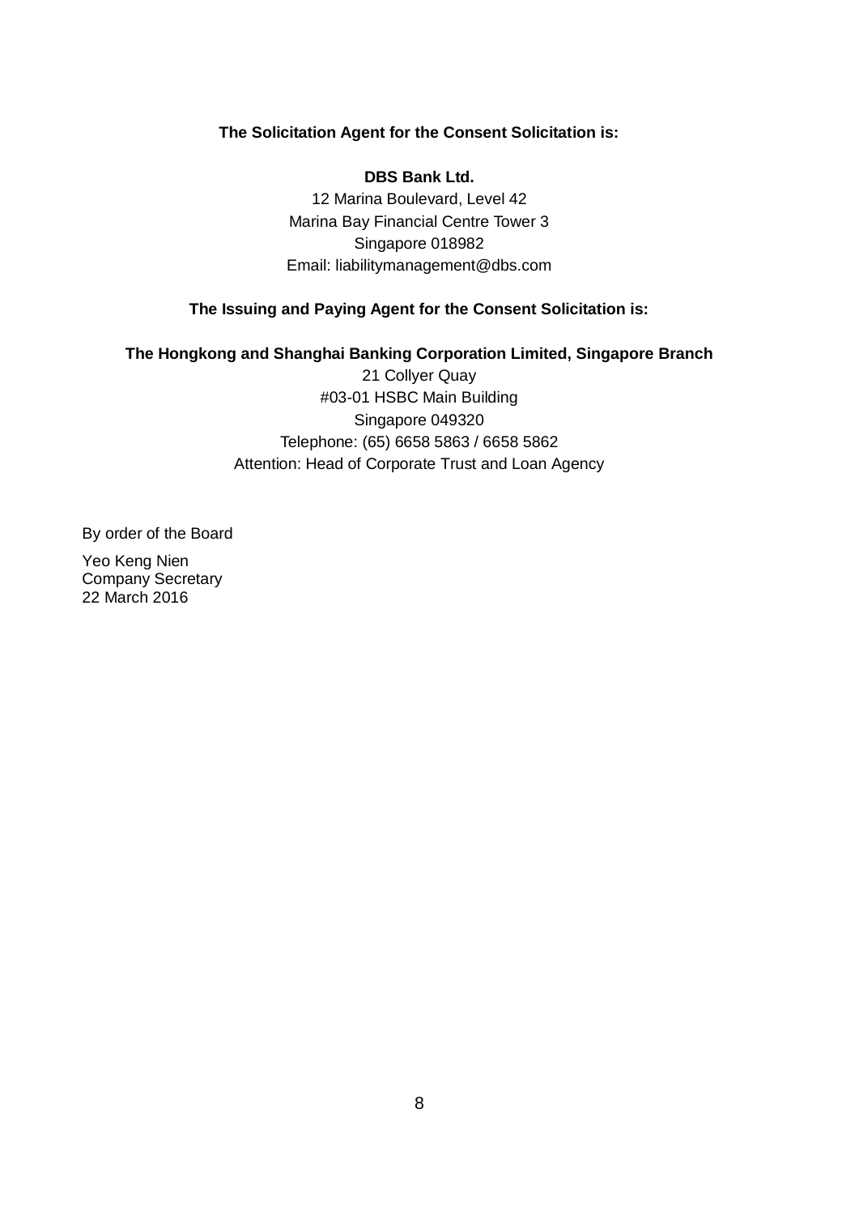**The Solicitation Agent for the Consent Solicitation is:**

**DBS Bank Ltd.**
12 Marina Boulevard, Level 42
Marina Bay Financial Centre Tower 3
Singapore 018982
Email: liabilitymanagement@dbs.com

**The Issuing and Paying Agent for the Consent Solicitation is:**

**The Hongkong and Shanghai Banking Corporation Limited, Singapore Branch**
21 Collyer Quay
#03-01 HSBC Main Building
Singapore 049320
Telephone: (65) 6658 5863 / 6658 5862
Attention: Head of Corporate Trust and Loan Agency

By order of the Board

Yeo Keng Nien
Company Secretary
22 March 2016